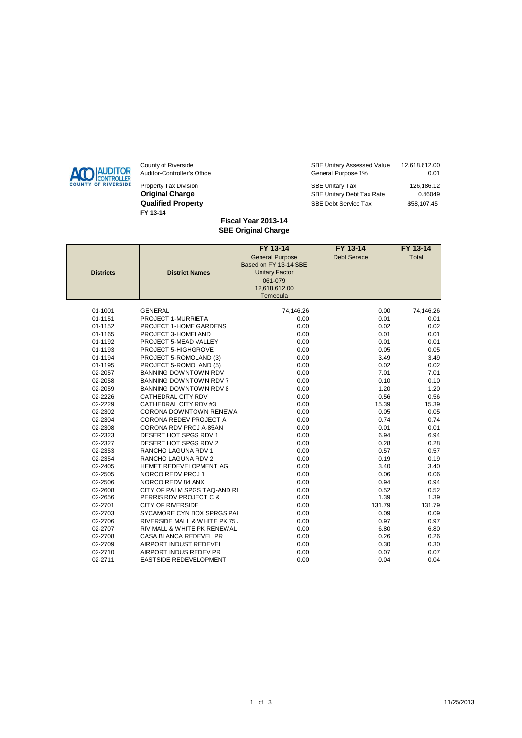County of Riverside
Auditor-Controller's Office

Property Tax Division
**Original Charge**
**Qualified Property**
**FY 13-14**

| | |
|---|---|
| SBE Unitary Assessed Value | 12,618,612.00 |
| General Purpose 1% | 0.01 |
| SBE Unitary Tax | 126,186.12 |
| SBE Unitary Debt Tax Rate | 0.46049 |
| SBE Debt Service Tax | $58,107.45 |

## Fiscal Year 2013-14
## SBE Original Charge

| Districts | District Names | FY 13-14 General Purpose Based on FY 13-14 SBE Unitary Factor 061-079 12,618,612.00 Temecula | FY 13-14 Debt Service | FY 13-14 Total |
|---|---|---|---|---|
| 01-1001 | GENERAL | 74,146.26 | 0.00 | 74,146.26 |
| 01-1151 | PROJECT 1-MURRIETA | 0.00 | 0.01 | 0.01 |
| 01-1152 | PROJECT 1-HOME GARDENS | 0.00 | 0.02 | 0.02 |
| 01-1165 | PROJECT 3-HOMELAND | 0.00 | 0.01 | 0.01 |
| 01-1192 | PROJECT 5-MEAD VALLEY | 0.00 | 0.01 | 0.01 |
| 01-1193 | PROJECT 5-HIGHGROVE | 0.00 | 0.05 | 0.05 |
| 01-1194 | PROJECT 5-ROMOLAND (3) | 0.00 | 3.49 | 3.49 |
| 01-1195 | PROJECT 5-ROMOLAND (5) | 0.00 | 0.02 | 0.02 |
| 02-2057 | BANNING DOWNTOWN RDV | 0.00 | 7.01 | 7.01 |
| 02-2058 | BANNING DOWNTOWN RDV 7 | 0.00 | 0.10 | 0.10 |
| 02-2059 | BANNING DOWNTOWN RDV 8 | 0.00 | 1.20 | 1.20 |
| 02-2226 | CATHEDRAL CITY RDV | 0.00 | 0.56 | 0.56 |
| 02-2229 | CATHEDRAL CITY RDV #3 | 0.00 | 15.39 | 15.39 |
| 02-2302 | CORONA DOWNTOWN RENEWA | 0.00 | 0.05 | 0.05 |
| 02-2304 | CORONA REDEV PROJECT A | 0.00 | 0.74 | 0.74 |
| 02-2308 | CORONA RDV PROJ A-85AN | 0.00 | 0.01 | 0.01 |
| 02-2323 | DESERT HOT SPGS RDV 1 | 0.00 | 6.94 | 6.94 |
| 02-2327 | DESERT HOT SPGS RDV 2 | 0.00 | 0.28 | 0.28 |
| 02-2353 | RANCHO LAGUNA RDV 1 | 0.00 | 0.57 | 0.57 |
| 02-2354 | RANCHO LAGUNA RDV 2 | 0.00 | 0.19 | 0.19 |
| 02-2405 | HEMET REDEVELOPMENT AG | 0.00 | 3.40 | 3.40 |
| 02-2505 | NORCO REDV PROJ 1 | 0.00 | 0.06 | 0.06 |
| 02-2506 | NORCO REDV 84 ANX | 0.00 | 0.94 | 0.94 |
| 02-2608 | CITY OF PALM SPGS TAQ-AND RI | 0.00 | 0.52 | 0.52 |
| 02-2656 | PERRIS RDV PROJECT C & | 0.00 | 1.39 | 1.39 |
| 02-2701 | CITY OF RIVERSIDE | 0.00 | 131.79 | 131.79 |
| 02-2703 | SYCAMORE CYN BOX SPRGS PAI | 0.00 | 0.09 | 0.09 |
| 02-2706 | RIVERSIDE MALL & WHITE PK 75 . | 0.00 | 0.97 | 0.97 |
| 02-2707 | RIV MALL & WHITE PK RENEWAL | 0.00 | 6.80 | 6.80 |
| 02-2708 | CASA BLANCA REDEVEL PR | 0.00 | 0.26 | 0.26 |
| 02-2709 | AIRPORT INDUST REDEVEL | 0.00 | 0.30 | 0.30 |
| 02-2710 | AIRPORT INDUS REDEV PR | 0.00 | 0.07 | 0.07 |
| 02-2711 | EASTSIDE REDEVELOPMENT | 0.00 | 0.04 | 0.04 |

11/25/2013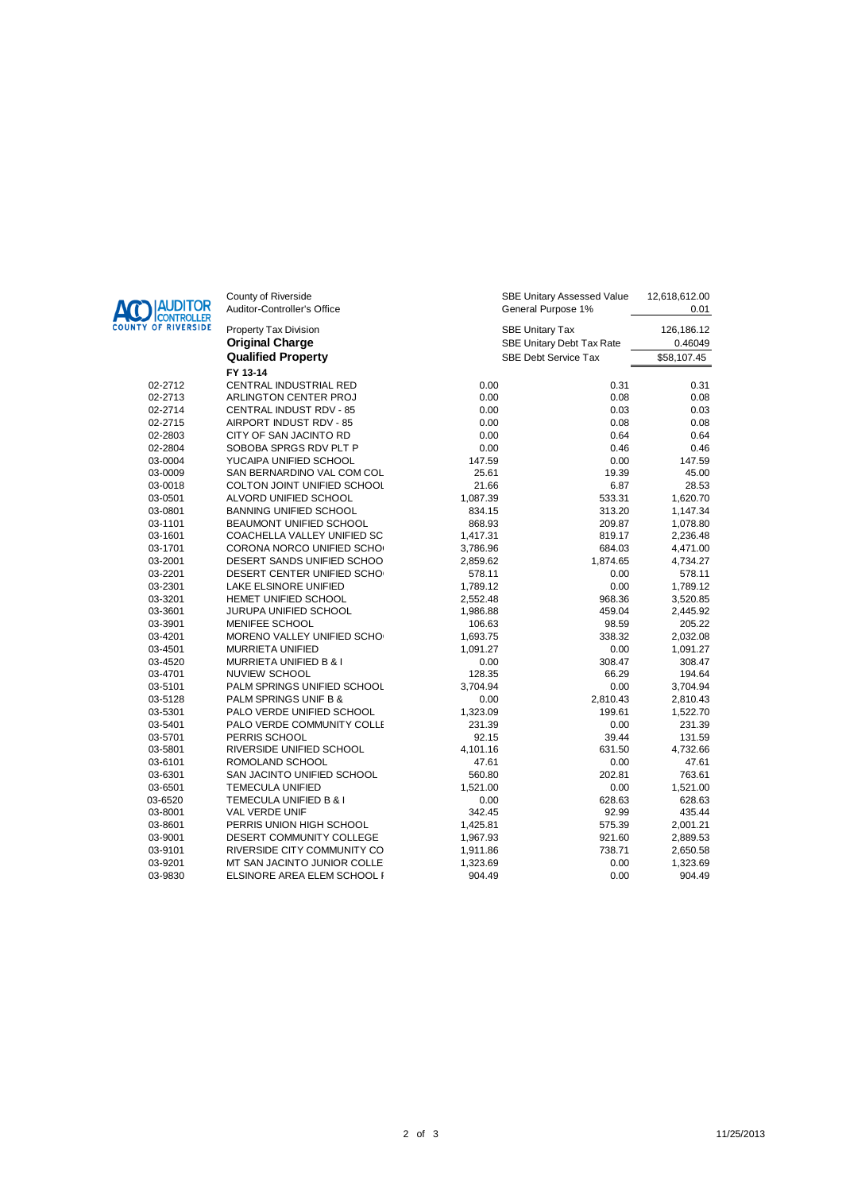AUDITOR CONTROLLER COUNTY OF RIVERSIDE

County of Riverside
Auditor-Controller's Office

Property Tax Division

**Original Charge**

**Qualified Property**

**FY 13-14**

| | |
|---|---|
| SBE Unitary Assessed Value | 12,618,612.00 |
| General Purpose 1% | 0.01 |
| SBE Unitary Tax | 126,186.12 |
| SBE Unitary Debt Tax Rate | 0.46049 |
| SBE Debt Service Tax | $58,107.45 |

| | | | | |
|---|---|---|---|---|
| 02-2712 | CENTRAL INDUSTRIAL RED | 0.00 | 0.31 | 0.31 |
| 02-2713 | ARLINGTON CENTER PROJ | 0.00 | 0.08 | 0.08 |
| 02-2714 | CENTRAL INDUST RDV - 85 | 0.00 | 0.03 | 0.03 |
| 02-2715 | AIRPORT INDUST RDV - 85 | 0.00 | 0.08 | 0.08 |
| 02-2803 | CITY OF SAN JACINTO RD | 0.00 | 0.64 | 0.64 |
| 02-2804 | SOBOBA SPRGS RDV PLT P | 0.00 | 0.46 | 0.46 |
| 03-0004 | YUCAIPA UNIFIED SCHOOL | 147.59 | 0.00 | 147.59 |
| 03-0009 | SAN BERNARDINO VAL COM COL | 25.61 | 19.39 | 45.00 |
| 03-0018 | COLTON JOINT UNIFIED SCHOOL | 21.66 | 6.87 | 28.53 |
| 03-0501 | ALVORD UNIFIED SCHOOL | 1,087.39 | 533.31 | 1,620.70 |
| 03-0801 | BANNING UNIFIED SCHOOL | 834.15 | 313.20 | 1,147.34 |
| 03-1101 | BEAUMONT UNIFIED SCHOOL | 868.93 | 209.87 | 1,078.80 |
| 03-1601 | COACHELLA VALLEY UNIFIED SC | 1,417.31 | 819.17 | 2,236.48 |
| 03-1701 | CORONA NORCO UNIFIED SCHO | 3,786.96 | 684.03 | 4,471.00 |
| 03-2001 | DESERT SANDS UNIFIED SCHOO | 2,859.62 | 1,874.65 | 4,734.27 |
| 03-2201 | DESERT CENTER UNIFIED SCHO | 578.11 | 0.00 | 578.11 |
| 03-2301 | LAKE ELSINORE UNIFIED | 1,789.12 | 0.00 | 1,789.12 |
| 03-3201 | HEMET UNIFIED SCHOOL | 2,552.48 | 968.36 | 3,520.85 |
| 03-3601 | JURUPA UNIFIED SCHOOL | 1,986.88 | 459.04 | 2,445.92 |
| 03-3901 | MENIFEE SCHOOL | 106.63 | 98.59 | 205.22 |
| 03-4201 | MORENO VALLEY UNIFIED SCHO | 1,693.75 | 338.32 | 2,032.08 |
| 03-4501 | MURRIETA UNIFIED | 1,091.27 | 0.00 | 1,091.27 |
| 03-4520 | MURRIETA UNIFIED B & I | 0.00 | 308.47 | 308.47 |
| 03-4701 | NUVIEW SCHOOL | 128.35 | 66.29 | 194.64 |
| 03-5101 | PALM SPRINGS UNIFIED SCHOOL | 3,704.94 | 0.00 | 3,704.94 |
| 03-5128 | PALM SPRINGS UNIF B & | 0.00 | 2,810.43 | 2,810.43 |
| 03-5301 | PALO VERDE UNIFIED SCHOOL | 1,323.09 | 199.61 | 1,522.70 |
| 03-5401 | PALO VERDE COMMUNITY COLLE | 231.39 | 0.00 | 231.39 |
| 03-5701 | PERRIS SCHOOL | 92.15 | 39.44 | 131.59 |
| 03-5801 | RIVERSIDE UNIFIED SCHOOL | 4,101.16 | 631.50 | 4,732.66 |
| 03-6101 | ROMOLAND SCHOOL | 47.61 | 0.00 | 47.61 |
| 03-6301 | SAN JACINTO UNIFIED SCHOOL | 560.80 | 202.81 | 763.61 |
| 03-6501 | TEMECULA UNIFIED | 1,521.00 | 0.00 | 1,521.00 |
| 03-6520 | TEMECULA UNIFIED B & I | 0.00 | 628.63 | 628.63 |
| 03-8001 | VAL VERDE UNIF | 342.45 | 92.99 | 435.44 |
| 03-8601 | PERRIS UNION HIGH SCHOOL | 1,425.81 | 575.39 | 2,001.21 |
| 03-9001 | DESERT COMMUNITY COLLEGE | 1,967.93 | 921.60 | 2,889.53 |
| 03-9101 | RIVERSIDE CITY COMMUNITY CO | 1,911.86 | 738.71 | 2,650.58 |
| 03-9201 | MT SAN JACINTO JUNIOR COLLE | 1,323.69 | 0.00 | 1,323.69 |
| 03-9830 | ELSINORE AREA ELEM SCHOOL I | 904.49 | 0.00 | 904.49 |

11/25/2013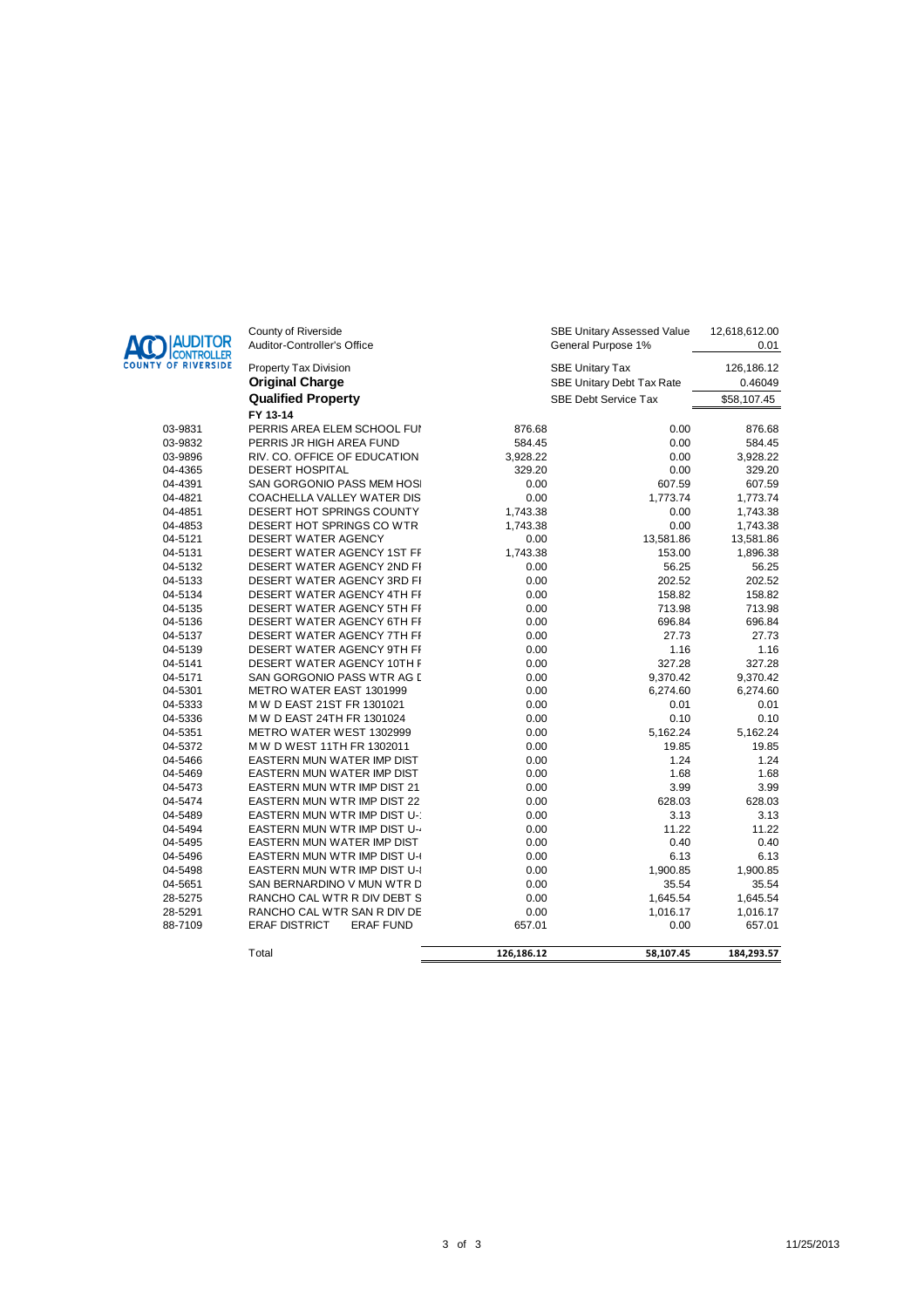County of Riverside
Auditor-Controller's Office

Property Tax Division

**Original Charge**

**Qualified Property**

**FY 13-14**

| | |
|---|---|
| SBE Unitary Assessed Value | 12,618,612.00 |
| General Purpose 1% | 0.01 |
| SBE Unitary Tax | 126,186.12 |
| SBE Unitary Debt Tax Rate | 0.46049 |
| SBE Debt Service Tax | $58,107.45 |

| | | | | |
|---|---|---|---|---|
| 03-9831 | PERRIS AREA ELEM SCHOOL FUI | 876.68 | 0.00 | 876.68 |
| 03-9832 | PERRIS JR HIGH AREA FUND | 584.45 | 0.00 | 584.45 |
| 03-9896 | RIV. CO. OFFICE OF EDUCATION | 3,928.22 | 0.00 | 3,928.22 |
| 04-4365 | DESERT HOSPITAL | 329.20 | 0.00 | 329.20 |
| 04-4391 | SAN GORGONIO PASS MEM HOSI | 0.00 | 607.59 | 607.59 |
| 04-4821 | COACHELLA VALLEY WATER DIS | 0.00 | 1,773.74 | 1,773.74 |
| 04-4851 | DESERT HOT SPRINGS COUNTY | 1,743.38 | 0.00 | 1,743.38 |
| 04-4853 | DESERT HOT SPRINGS CO WTR | 1,743.38 | 0.00 | 1,743.38 |
| 04-5121 | DESERT WATER AGENCY | 0.00 | 13,581.86 | 13,581.86 |
| 04-5131 | DESERT WATER AGENCY 1ST FI | 1,743.38 | 153.00 | 1,896.38 |
| 04-5132 | DESERT WATER AGENCY 2ND FI | 0.00 | 56.25 | 56.25 |
| 04-5133 | DESERT WATER AGENCY 3RD FI | 0.00 | 202.52 | 202.52 |
| 04-5134 | DESERT WATER AGENCY 4TH FI | 0.00 | 158.82 | 158.82 |
| 04-5135 | DESERT WATER AGENCY 5TH FI | 0.00 | 713.98 | 713.98 |
| 04-5136 | DESERT WATER AGENCY 6TH FI | 0.00 | 696.84 | 696.84 |
| 04-5137 | DESERT WATER AGENCY 7TH FI | 0.00 | 27.73 | 27.73 |
| 04-5139 | DESERT WATER AGENCY 9TH FI | 0.00 | 1.16 | 1.16 |
| 04-5141 | DESERT WATER AGENCY 10TH F | 0.00 | 327.28 | 327.28 |
| 04-5171 | SAN GORGONIO PASS WTR AG I | 0.00 | 9,370.42 | 9,370.42 |
| 04-5301 | METRO WATER EAST 1301999 | 0.00 | 6,274.60 | 6,274.60 |
| 04-5333 | M W D EAST 21ST FR 1301021 | 0.00 | 0.01 | 0.01 |
| 04-5336 | M W D EAST 24TH FR 1301024 | 0.00 | 0.10 | 0.10 |
| 04-5351 | METRO WATER WEST 1302999 | 0.00 | 5,162.24 | 5,162.24 |
| 04-5372 | M W D WEST 11TH FR 1302011 | 0.00 | 19.85 | 19.85 |
| 04-5466 | EASTERN MUN WATER IMP DIST | 0.00 | 1.24 | 1.24 |
| 04-5469 | EASTERN MUN WATER IMP DIST | 0.00 | 1.68 | 1.68 |
| 04-5473 | EASTERN MUN WTR IMP DIST 21 | 0.00 | 3.99 | 3.99 |
| 04-5474 | EASTERN MUN WTR IMP DIST 22 | 0.00 | 628.03 | 628.03 |
| 04-5489 | EASTERN MUN WTR IMP DIST U-: | 0.00 | 3.13 | 3.13 |
| 04-5494 | EASTERN MUN WTR IMP DIST U-· | 0.00 | 11.22 | 11.22 |
| 04-5495 | EASTERN MUN WATER IMP DIST | 0.00 | 0.40 | 0.40 |
| 04-5496 | EASTERN MUN WTR IMP DIST U-( | 0.00 | 6.13 | 6.13 |
| 04-5498 | EASTERN MUN WTR IMP DIST U-I | 0.00 | 1,900.85 | 1,900.85 |
| 04-5651 | SAN BERNARDINO V MUN WTR D | 0.00 | 35.54 | 35.54 |
| 28-5275 | RANCHO CAL WTR R DIV DEBT S | 0.00 | 1,645.54 | 1,645.54 |
| 28-5291 | RANCHO CAL WTR SAN R DIV DE | 0.00 | 1,016.17 | 1,016.17 |
| 88-7109 | ERAF DISTRICT ERAF FUND | 657.01 | 0.00 | 657.01 |
| | Total | 126,186.12 | 58,107.45 | 184,293.57 |